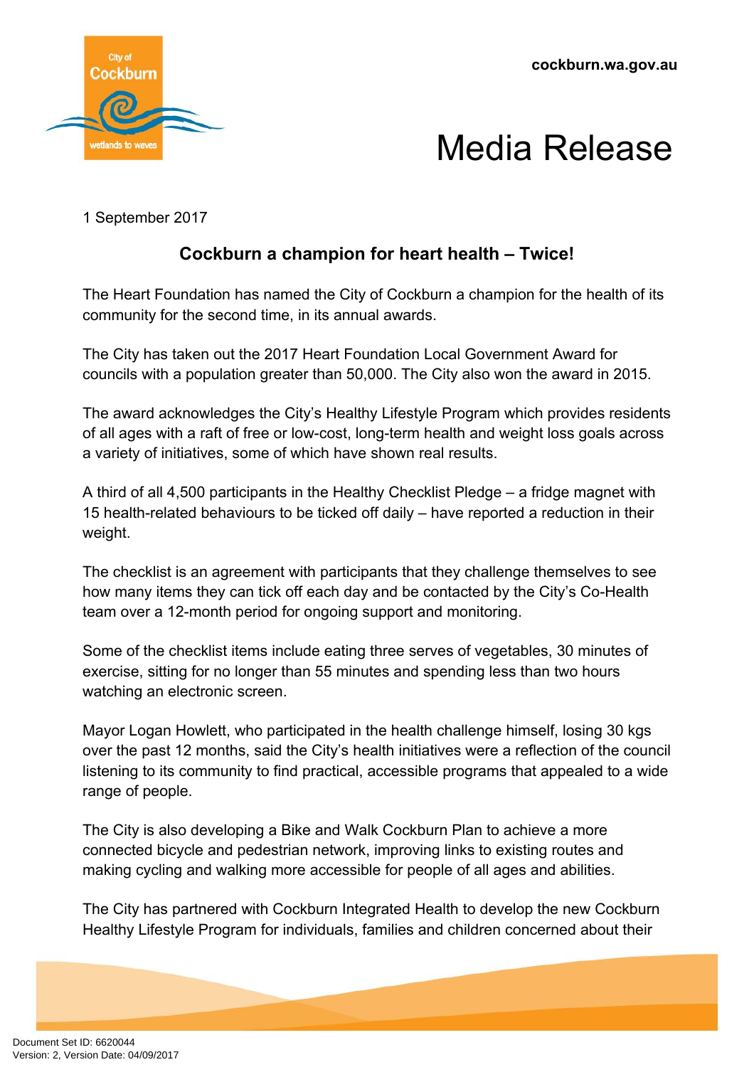cockburn.wa.gov.au

# Media Release

1 September 2017

## Cockburn a champion for heart health – Twice!

The Heart Foundation has named the City of Cockburn a champion for the health of its community for the second time, in its annual awards.

The City has taken out the 2017 Heart Foundation Local Government Award for councils with a population greater than 50,000. The City also won the award in 2015.

The award acknowledges the City's Healthy Lifestyle Program which provides residents of all ages with a raft of free or low-cost, long-term health and weight loss goals across a variety of initiatives, some of which have shown real results.

A third of all 4,500 participants in the Healthy Checklist Pledge – a fridge magnet with 15 health-related behaviours to be ticked off daily – have reported a reduction in their weight.

The checklist is an agreement with participants that they challenge themselves to see how many items they can tick off each day and be contacted by the City's Co-Health team over a 12-month period for ongoing support and monitoring.

Some of the checklist items include eating three serves of vegetables, 30 minutes of exercise, sitting for no longer than 55 minutes and spending less than two hours watching an electronic screen.

Mayor Logan Howlett, who participated in the health challenge himself, losing 30 kgs over the past 12 months, said the City's health initiatives were a reflection of the council listening to its community to find practical, accessible programs that appealed to a wide range of people.

The City is also developing a Bike and Walk Cockburn Plan to achieve a more connected bicycle and pedestrian network, improving links to existing routes and making cycling and walking more accessible for people of all ages and abilities.

The City has partnered with Cockburn Integrated Health to develop the new Cockburn Healthy Lifestyle Program for individuals, families and children concerned about their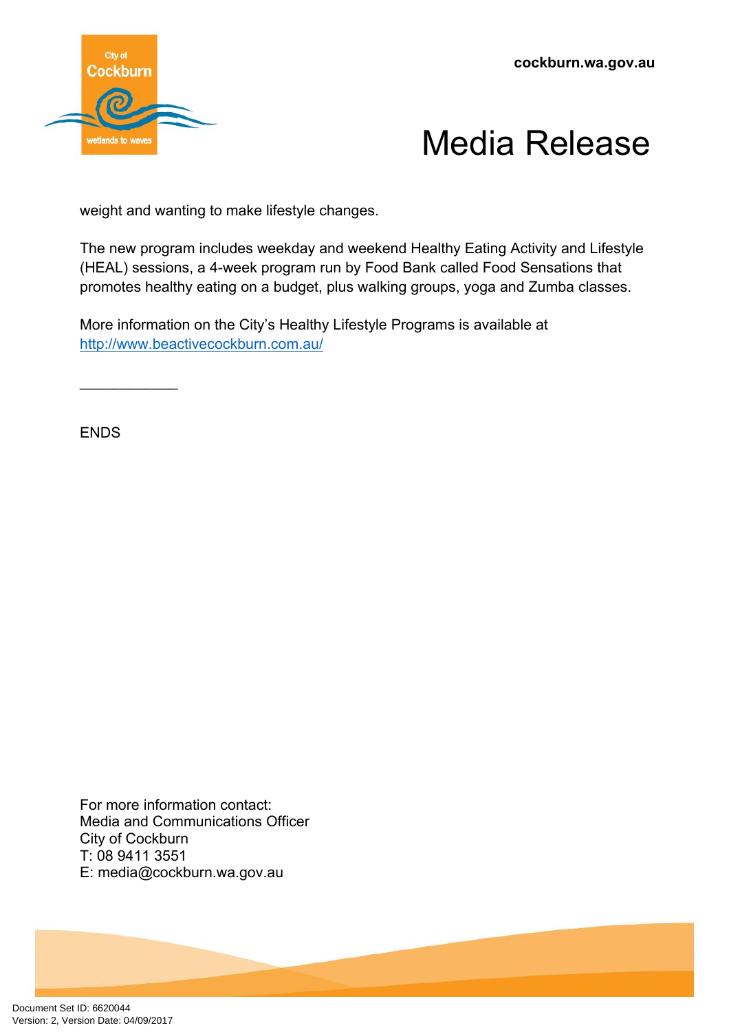weight and wanting to make lifestyle changes.

The new program includes weekday and weekend Healthy Eating Activity and Lifestyle (HEAL) sessions, a 4-week program run by Food Bank called Food Sensations that promotes healthy eating on a budget, plus walking groups, yoga and Zumba classes.

More information on the City's Healthy Lifestyle Programs is available at [http://www.beactivecockburn.com.au/](http://www.beactivecockburn.com.au/)

\_\_\_\_\_\_\_\_\_\_\_\_

ENDS

For more information contact:
Media and Communications Officer
City of Cockburn
T: 08 9411 3551
E: media@cockburn.wa.gov.au